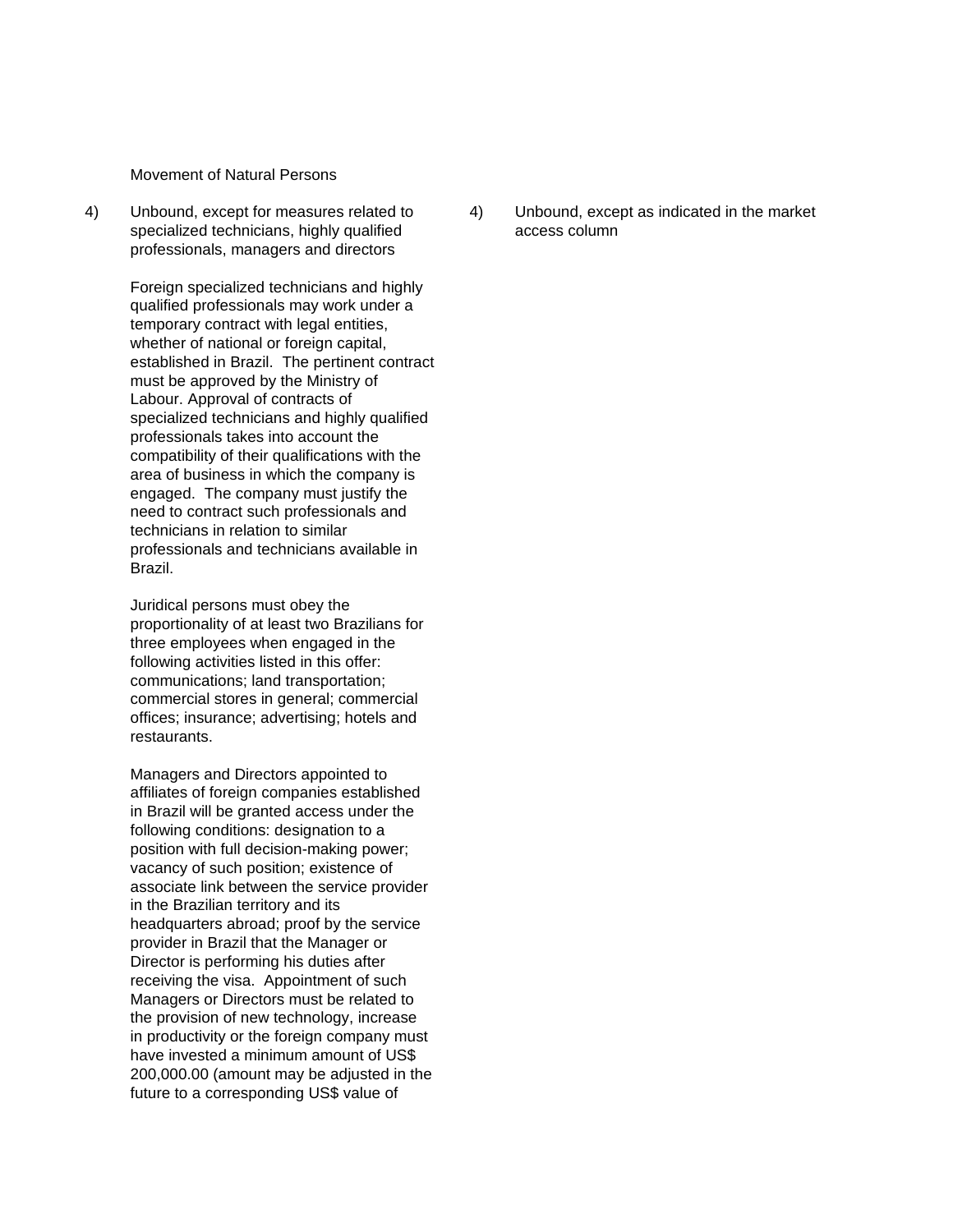Movement of Natural Persons

| | Limitations on market access | | Limitations on national treatment |
|---|---|---|---|
| 4) | Unbound, except for measures related to specialized technicians, highly qualified professionals, managers and directors<br><br>Foreign specialized technicians and highly qualified professionals may work under a temporary contract with legal entities, whether of national or foreign capital, established in Brazil. The pertinent contract must be approved by the Ministry of Labour. Approval of contracts of specialized technicians and highly qualified professionals takes into account the compatibility of their qualifications with the area of business in which the company is engaged. The company must justify the need to contract such professionals and technicians in relation to similar professionals and technicians available in Brazil.<br><br>Juridical persons must obey the proportionality of at least two Brazilians for three employees when engaged in the following activities listed in this offer: communications; land transportation; commercial stores in general; commercial offices; insurance; advertising; hotels and restaurants.<br><br>Managers and Directors appointed to affiliates of foreign companies established in Brazil will be granted access under the following conditions: designation to a position with full decision-making power; vacancy of such position; existence of associate link between the service provider in the Brazilian territory and its headquarters abroad; proof by the service provider in Brazil that the Manager or Director is performing his duties after receiving the visa. Appointment of such Managers or Directors must be related to the provision of new technology, increase in productivity or the foreign company must have invested a minimum amount of US$ 200,000.00 (amount may be adjusted in the future to a corresponding US$ value of | 4) | Unbound, except as indicated in the market access column |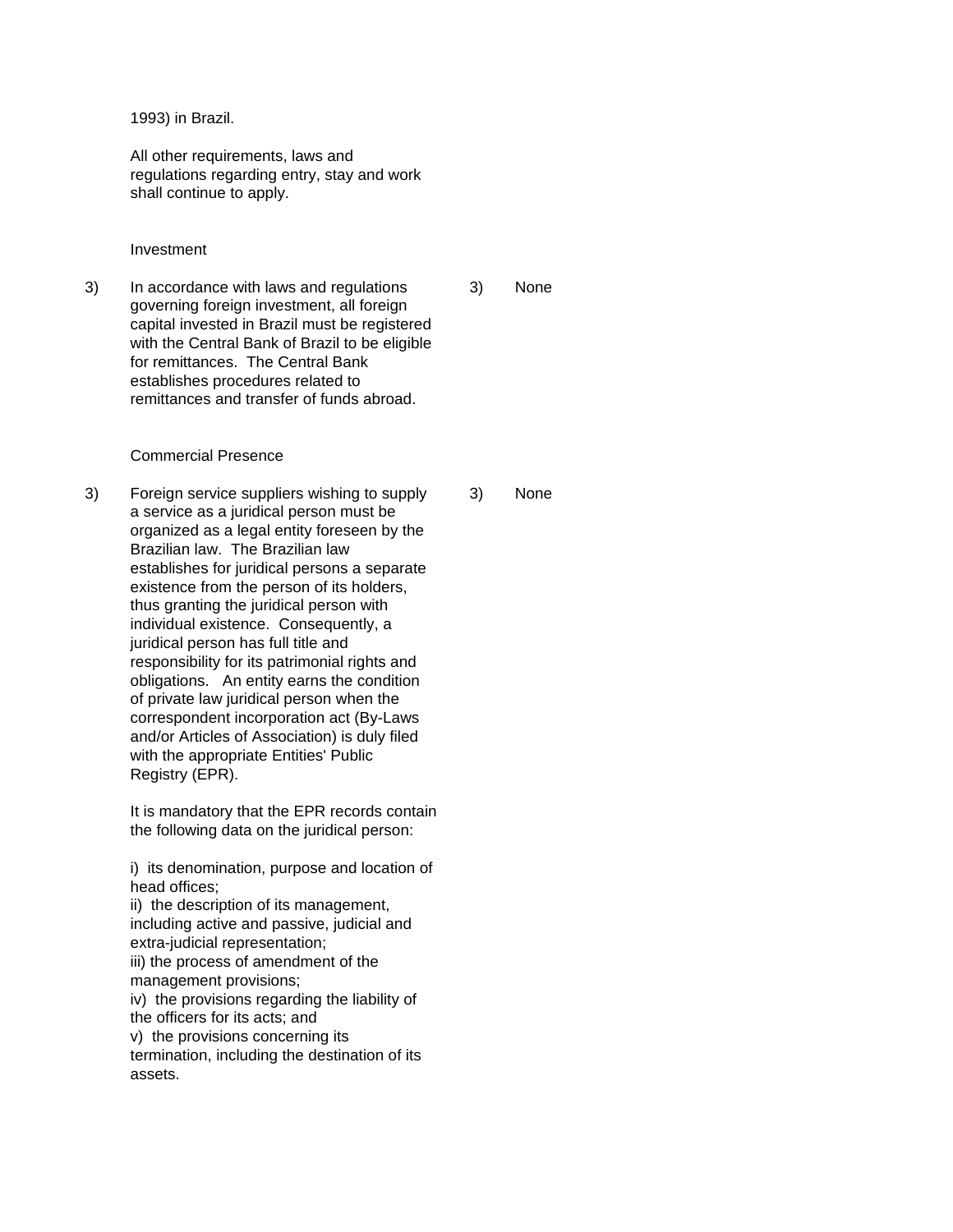| | | | |
|---|---|---|---|
| | 1993) in Brazil.<br><br>All other requirements, laws and regulations regarding entry, stay and work shall continue to apply. | | |
| | Investment | | |
| 3) | In accordance with laws and regulations governing foreign investment, all foreign capital invested in Brazil must be registered with the Central Bank of Brazil to be eligible for remittances. The Central Bank establishes procedures related to remittances and transfer of funds abroad. | 3) | None |
| | Commercial Presence | | |
| 3) | Foreign service suppliers wishing to supply a service as a juridical person must be organized as a legal entity foreseen by the Brazilian law. The Brazilian law establishes for juridical persons a separate existence from the person of its holders, thus granting the juridical person with individual existence. Consequently, a juridical person has full title and responsibility for its patrimonial rights and obligations. An entity earns the condition of private law juridical person when the correspondent incorporation act (By-Laws and/or Articles of Association) is duly filed with the appropriate Entities' Public Registry (EPR).<br><br>It is mandatory that the EPR records contain the following data on the juridical person:<br><br>i) its denomination, purpose and location of head offices;<br>ii) the description of its management, including active and passive, judicial and extra-judicial representation;<br>iii) the process of amendment of the management provisions;<br>iv) the provisions regarding the liability of the officers for its acts; and<br>v) the provisions concerning its termination, including the destination of its assets. | 3) | None |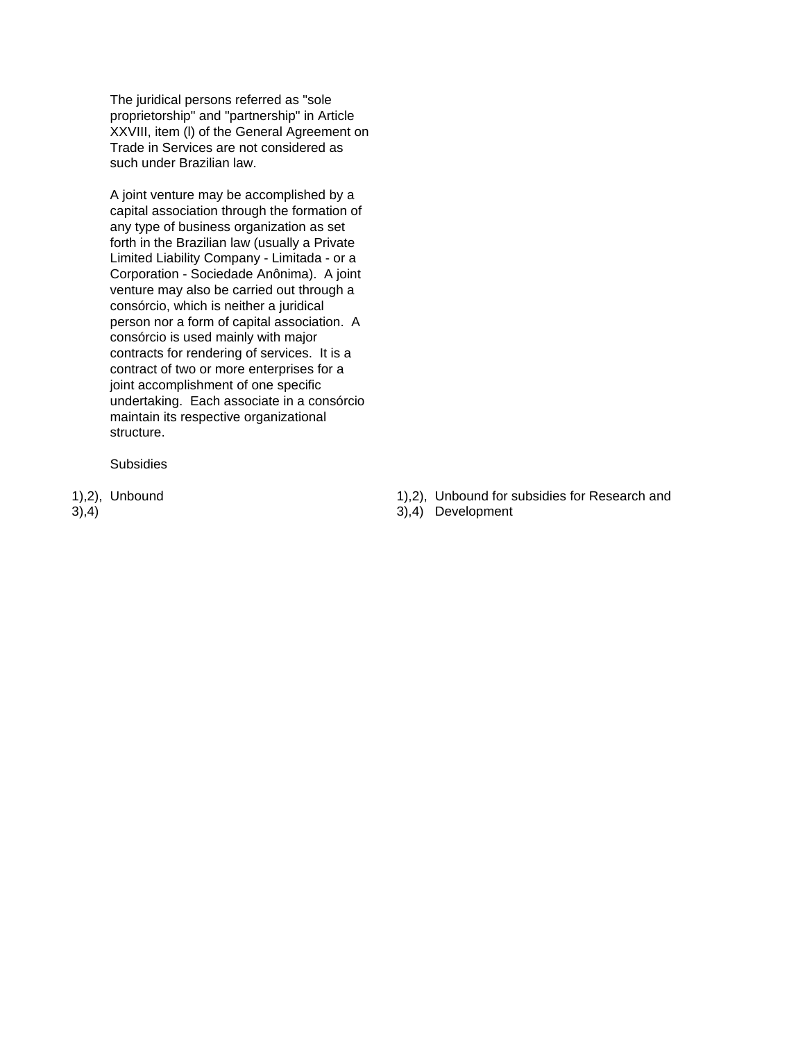The juridical persons referred as "sole proprietorship" and "partnership" in Article XXVIII, item (l) of the General Agreement on Trade in Services are not considered as such under Brazilian law.

A joint venture may be accomplished by a capital association through the formation of any type of business organization as set forth in the Brazilian law (usually a Private Limited Liability Company - Limitada - or a Corporation - Sociedade Anônima). A joint venture may also be carried out through a consórcio, which is neither a juridical person nor a form of capital association. A consórcio is used mainly with major contracts for rendering of services. It is a contract of two or more enterprises for a joint accomplishment of one specific undertaking. Each associate in a consórcio maintain its respective organizational structure.

Subsidies

| | | | |
|---|---|---|---|
| 1),2), 3),4) | Unbound | 1),2), 3),4) | Unbound for subsidies for Research and Development |